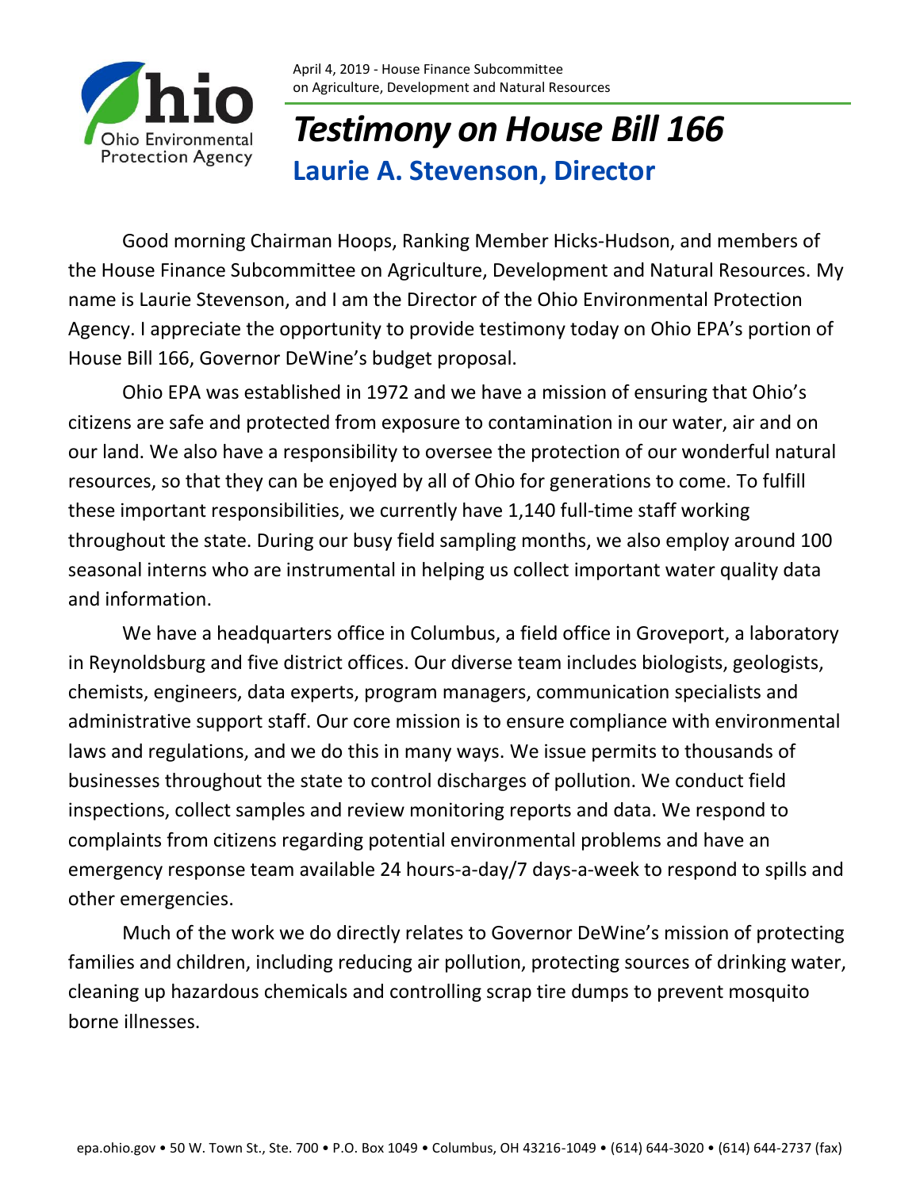April 4, 2019 - House Finance Subcommittee on Agriculture, Development and Natural Resources

# *Testimony on House Bill 166*

## Laurie A. Stevenson, Director

Good morning Chairman Hoops, Ranking Member Hicks-Hudson, and members of the House Finance Subcommittee on Agriculture, Development and Natural Resources. My name is Laurie Stevenson, and I am the Director of the Ohio Environmental Protection Agency. I appreciate the opportunity to provide testimony today on Ohio EPA's portion of House Bill 166, Governor DeWine's budget proposal.

Ohio EPA was established in 1972 and we have a mission of ensuring that Ohio's citizens are safe and protected from exposure to contamination in our water, air and on our land. We also have a responsibility to oversee the protection of our wonderful natural resources, so that they can be enjoyed by all of Ohio for generations to come. To fulfill these important responsibilities, we currently have 1,140 full-time staff working throughout the state. During our busy field sampling months, we also employ around 100 seasonal interns who are instrumental in helping us collect important water quality data and information.

We have a headquarters office in Columbus, a field office in Groveport, a laboratory in Reynoldsburg and five district offices. Our diverse team includes biologists, geologists, chemists, engineers, data experts, program managers, communication specialists and administrative support staff. Our core mission is to ensure compliance with environmental laws and regulations, and we do this in many ways. We issue permits to thousands of businesses throughout the state to control discharges of pollution. We conduct field inspections, collect samples and review monitoring reports and data. We respond to complaints from citizens regarding potential environmental problems and have an emergency response team available 24 hours-a-day/7 days-a-week to respond to spills and other emergencies.

Much of the work we do directly relates to Governor DeWine's mission of protecting families and children, including reducing air pollution, protecting sources of drinking water, cleaning up hazardous chemicals and controlling scrap tire dumps to prevent mosquito borne illnesses.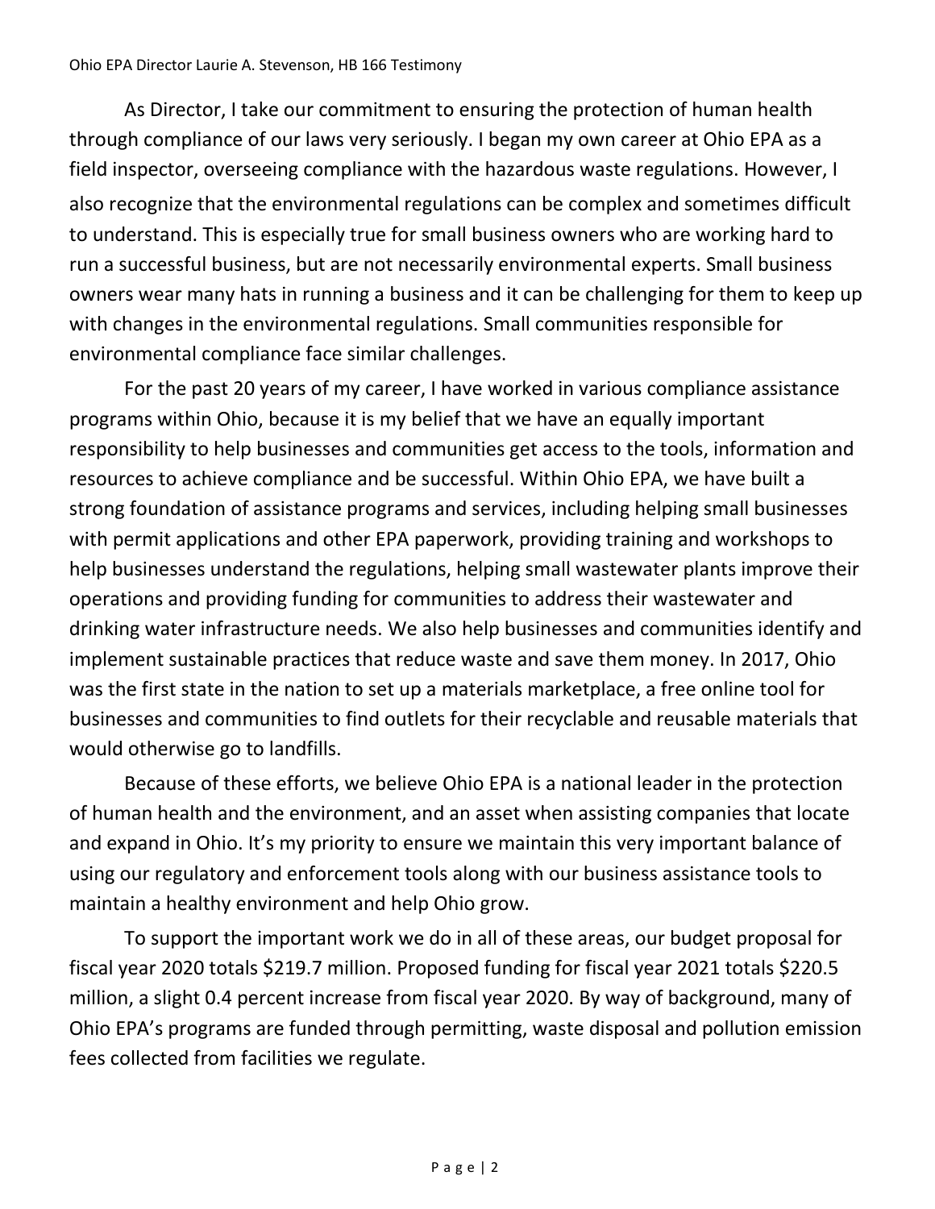As Director, I take our commitment to ensuring the protection of human health through compliance of our laws very seriously. I began my own career at Ohio EPA as a field inspector, overseeing compliance with the hazardous waste regulations. However, I also recognize that the environmental regulations can be complex and sometimes difficult to understand. This is especially true for small business owners who are working hard to run a successful business, but are not necessarily environmental experts. Small business owners wear many hats in running a business and it can be challenging for them to keep up with changes in the environmental regulations. Small communities responsible for environmental compliance face similar challenges.

For the past 20 years of my career, I have worked in various compliance assistance programs within Ohio, because it is my belief that we have an equally important responsibility to help businesses and communities get access to the tools, information and resources to achieve compliance and be successful. Within Ohio EPA, we have built a strong foundation of assistance programs and services, including helping small businesses with permit applications and other EPA paperwork, providing training and workshops to help businesses understand the regulations, helping small wastewater plants improve their operations and providing funding for communities to address their wastewater and drinking water infrastructure needs. We also help businesses and communities identify and implement sustainable practices that reduce waste and save them money. In 2017, Ohio was the first state in the nation to set up a materials marketplace, a free online tool for businesses and communities to find outlets for their recyclable and reusable materials that would otherwise go to landfills.

Because of these efforts, we believe Ohio EPA is a national leader in the protection of human health and the environment, and an asset when assisting companies that locate and expand in Ohio. It's my priority to ensure we maintain this very important balance of using our regulatory and enforcement tools along with our business assistance tools to maintain a healthy environment and help Ohio grow.

To support the important work we do in all of these areas, our budget proposal for fiscal year 2020 totals $219.7 million. Proposed funding for fiscal year 2021 totals $220.5 million, a slight 0.4 percent increase from fiscal year 2020. By way of background, many of Ohio EPA's programs are funded through permitting, waste disposal and pollution emission fees collected from facilities we regulate.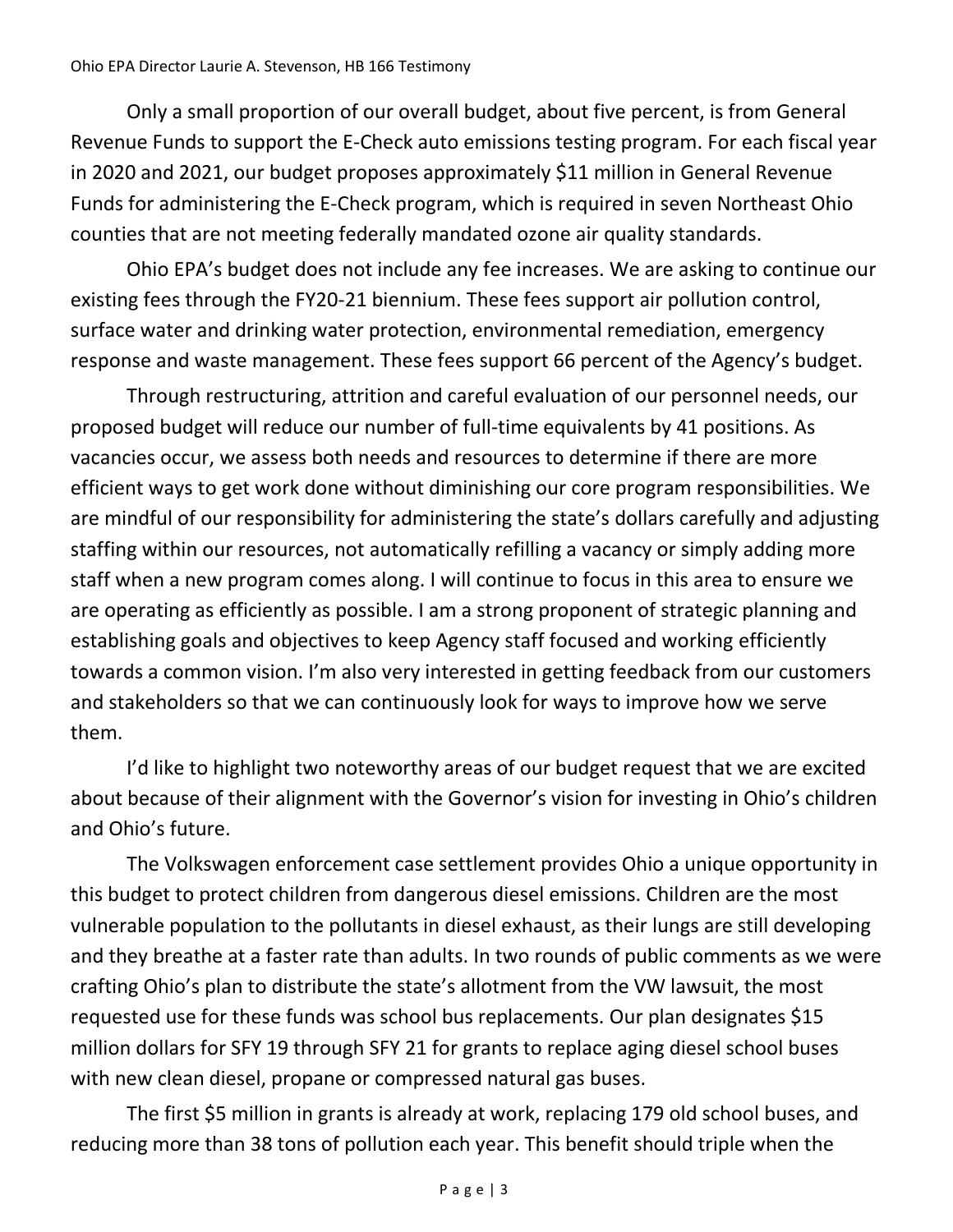Only a small proportion of our overall budget, about five percent, is from General Revenue Funds to support the E-Check auto emissions testing program. For each fiscal year in 2020 and 2021, our budget proposes approximately $11 million in General Revenue Funds for administering the E-Check program, which is required in seven Northeast Ohio counties that are not meeting federally mandated ozone air quality standards.

Ohio EPA's budget does not include any fee increases. We are asking to continue our existing fees through the FY20-21 biennium. These fees support air pollution control, surface water and drinking water protection, environmental remediation, emergency response and waste management. These fees support 66 percent of the Agency's budget.

Through restructuring, attrition and careful evaluation of our personnel needs, our proposed budget will reduce our number of full-time equivalents by 41 positions. As vacancies occur, we assess both needs and resources to determine if there are more efficient ways to get work done without diminishing our core program responsibilities. We are mindful of our responsibility for administering the state's dollars carefully and adjusting staffing within our resources, not automatically refilling a vacancy or simply adding more staff when a new program comes along. I will continue to focus in this area to ensure we are operating as efficiently as possible. I am a strong proponent of strategic planning and establishing goals and objectives to keep Agency staff focused and working efficiently towards a common vision. I'm also very interested in getting feedback from our customers and stakeholders so that we can continuously look for ways to improve how we serve them.

I'd like to highlight two noteworthy areas of our budget request that we are excited about because of their alignment with the Governor's vision for investing in Ohio's children and Ohio's future.

The Volkswagen enforcement case settlement provides Ohio a unique opportunity in this budget to protect children from dangerous diesel emissions. Children are the most vulnerable population to the pollutants in diesel exhaust, as their lungs are still developing and they breathe at a faster rate than adults. In two rounds of public comments as we were crafting Ohio's plan to distribute the state's allotment from the VW lawsuit, the most requested use for these funds was school bus replacements. Our plan designates $15 million dollars for SFY 19 through SFY 21 for grants to replace aging diesel school buses with new clean diesel, propane or compressed natural gas buses.

The first $5 million in grants is already at work, replacing 179 old school buses, and reducing more than 38 tons of pollution each year. This benefit should triple when the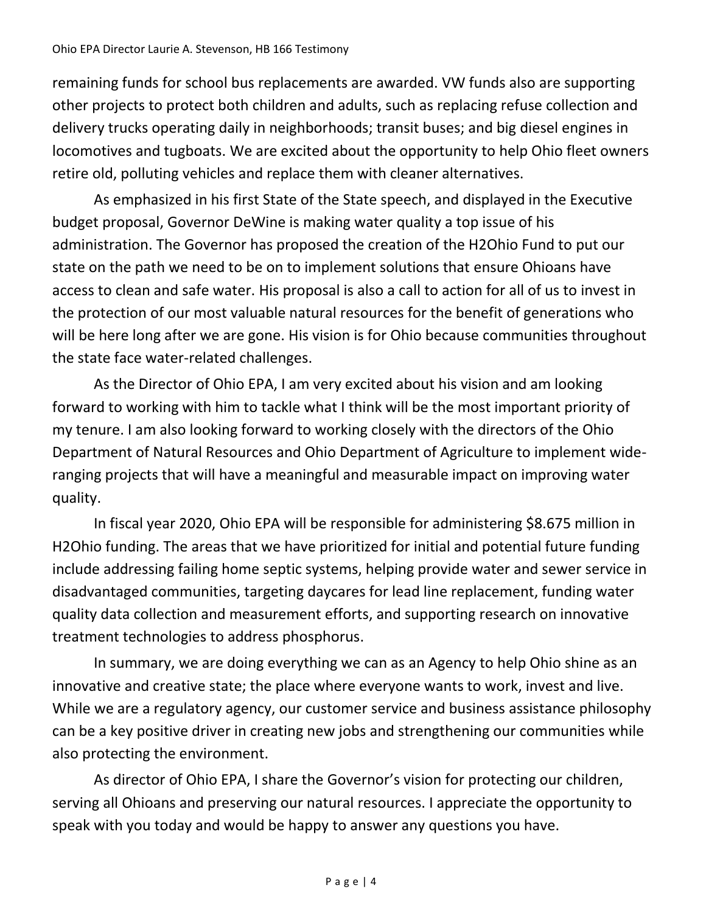remaining funds for school bus replacements are awarded. VW funds also are supporting other projects to protect both children and adults, such as replacing refuse collection and delivery trucks operating daily in neighborhoods; transit buses; and big diesel engines in locomotives and tugboats. We are excited about the opportunity to help Ohio fleet owners retire old, polluting vehicles and replace them with cleaner alternatives.

As emphasized in his first State of the State speech, and displayed in the Executive budget proposal, Governor DeWine is making water quality a top issue of his administration. The Governor has proposed the creation of the H2Ohio Fund to put our state on the path we need to be on to implement solutions that ensure Ohioans have access to clean and safe water. His proposal is also a call to action for all of us to invest in the protection of our most valuable natural resources for the benefit of generations who will be here long after we are gone. His vision is for Ohio because communities throughout the state face water-related challenges.

As the Director of Ohio EPA, I am very excited about his vision and am looking forward to working with him to tackle what I think will be the most important priority of my tenure. I am also looking forward to working closely with the directors of the Ohio Department of Natural Resources and Ohio Department of Agriculture to implement wide-ranging projects that will have a meaningful and measurable impact on improving water quality.

In fiscal year 2020, Ohio EPA will be responsible for administering $8.675 million in H2Ohio funding. The areas that we have prioritized for initial and potential future funding include addressing failing home septic systems, helping provide water and sewer service in disadvantaged communities, targeting daycares for lead line replacement, funding water quality data collection and measurement efforts, and supporting research on innovative treatment technologies to address phosphorus.

In summary, we are doing everything we can as an Agency to help Ohio shine as an innovative and creative state; the place where everyone wants to work, invest and live. While we are a regulatory agency, our customer service and business assistance philosophy can be a key positive driver in creating new jobs and strengthening our communities while also protecting the environment.

As director of Ohio EPA, I share the Governor's vision for protecting our children, serving all Ohioans and preserving our natural resources. I appreciate the opportunity to speak with you today and would be happy to answer any questions you have.